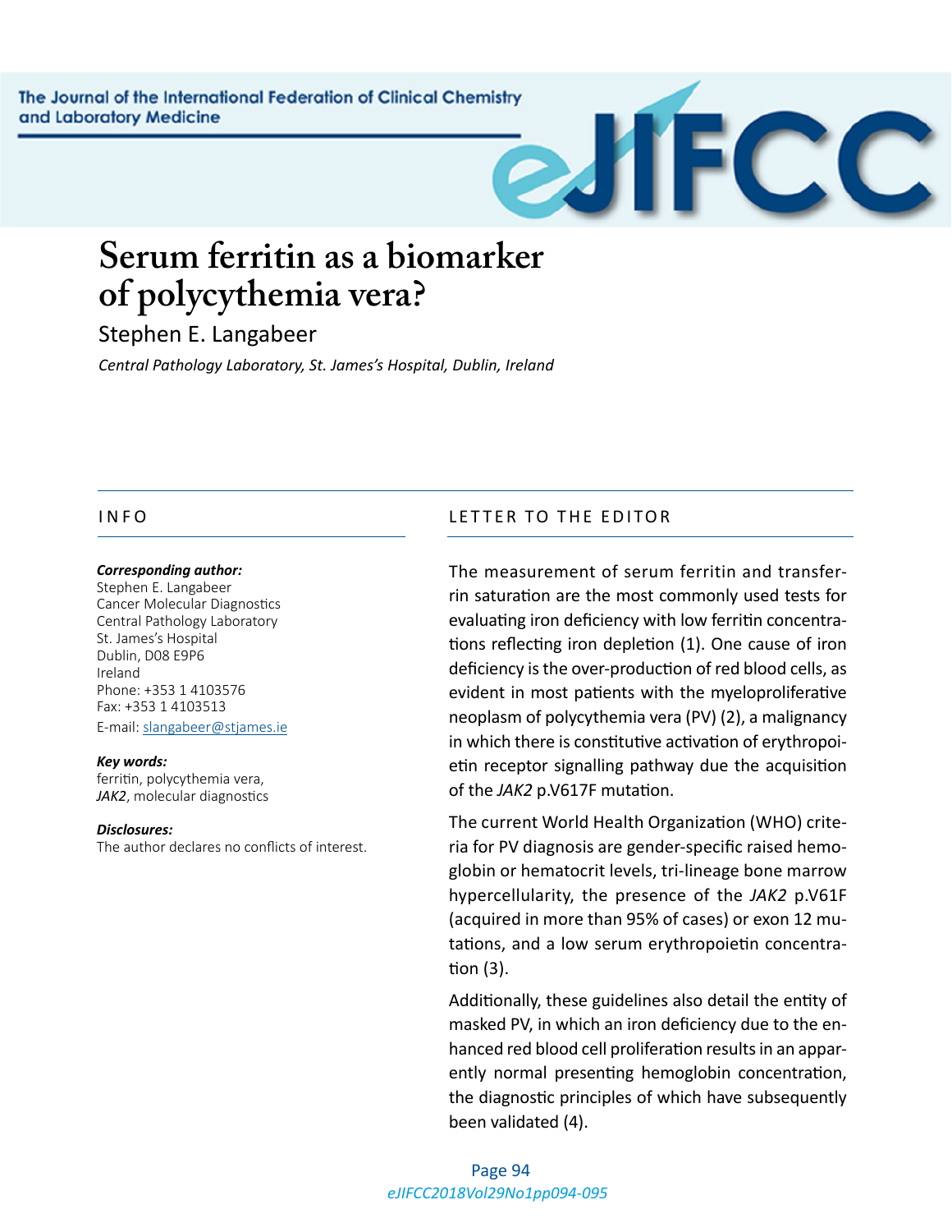# Serum ferritin as a biomarker of polycythemia vera?

Stephen E. Langabeer

*Central Pathology Laboratory, St. James's Hospital, Dublin, Ireland*

## INFO

***Corresponding author:***
Stephen E. Langabeer
Cancer Molecular Diagnostics
Central Pathology Laboratory
St. James's Hospital
Dublin, D08 E9P6
Ireland
Phone: +353 1 4103576
Fax: +353 1 4103513
E-mail: slangabeer@stjames.ie

***Key words:***
ferritin, polycythemia vera, *JAK2*, molecular diagnostics

***Disclosures:***
The author declares no conflicts of interest.

## LETTER TO THE EDITOR

The measurement of serum ferritin and transferrin saturation are the most commonly used tests for evaluating iron deficiency with low ferritin concentrations reflecting iron depletion (1). One cause of iron deficiency is the over-production of red blood cells, as evident in most patients with the myeloproliferative neoplasm of polycythemia vera (PV) (2), a malignancy in which there is constitutive activation of erythropoietin receptor signalling pathway due the acquisition of the *JAK2* p.V617F mutation.

The current World Health Organization (WHO) criteria for PV diagnosis are gender-specific raised hemoglobin or hematocrit levels, tri-lineage bone marrow hypercellularity, the presence of the *JAK2* p.V61F (acquired in more than 95% of cases) or exon 12 mutations, and a low serum erythropoietin concentration (3).

Additionally, these guidelines also detail the entity of masked PV, in which an iron deficiency due to the enhanced red blood cell proliferation results in an apparently normal presenting hemoglobin concentration, the diagnostic principles of which have subsequently been validated (4).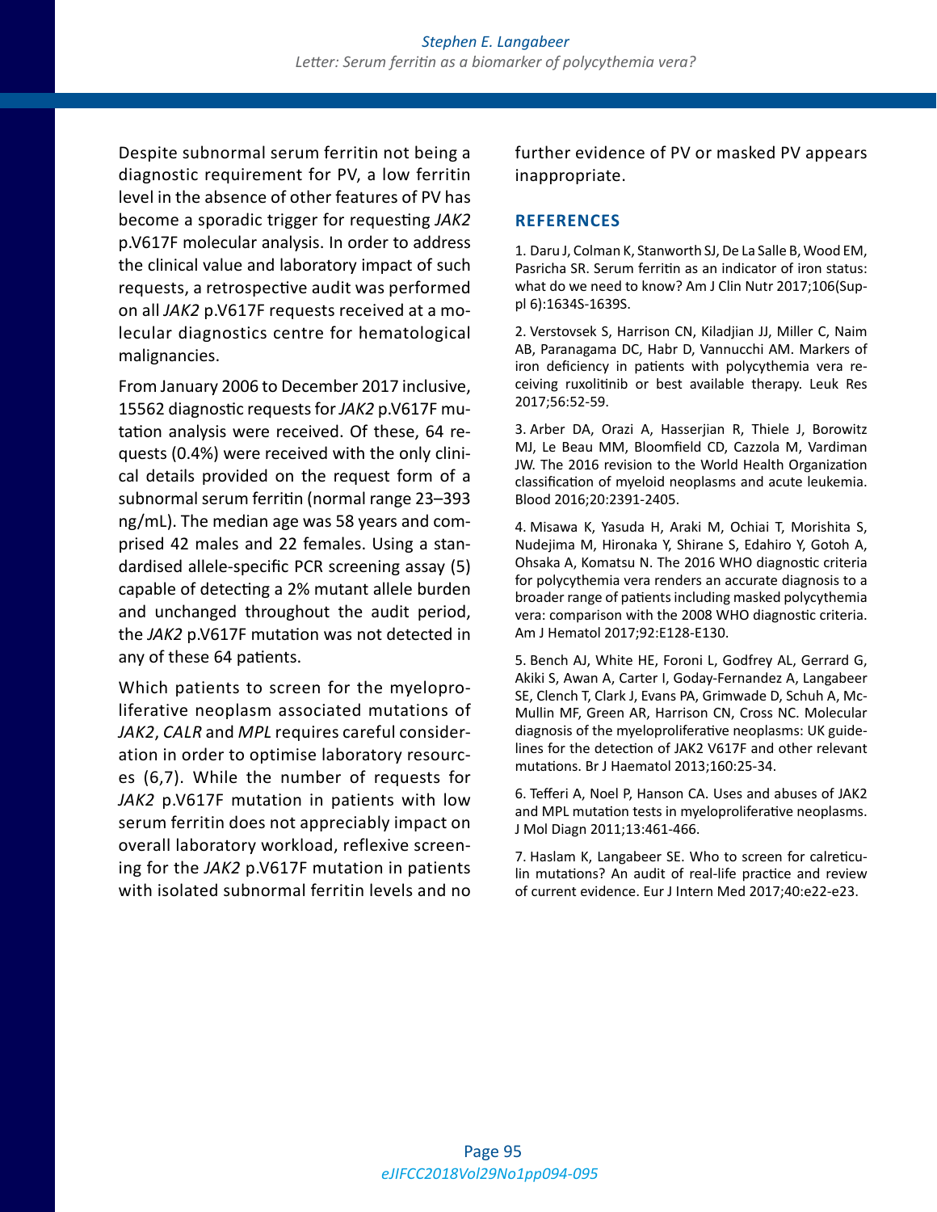Despite subnormal serum ferritin not being a diagnostic requirement for PV, a low ferritin level in the absence of other features of PV has become a sporadic trigger for requesting *JAK2* p.V617F molecular analysis. In order to address the clinical value and laboratory impact of such requests, a retrospective audit was performed on all *JAK2* p.V617F requests received at a molecular diagnostics centre for hematological malignancies.

From January 2006 to December 2017 inclusive, 15562 diagnostic requests for *JAK2* p.V617F mutation analysis were received. Of these, 64 requests (0.4%) were received with the only clinical details provided on the request form of a subnormal serum ferritin (normal range 23–393 ng/mL). The median age was 58 years and comprised 42 males and 22 females. Using a standardised allele-specific PCR screening assay (5) capable of detecting a 2% mutant allele burden and unchanged throughout the audit period, the *JAK2* p.V617F mutation was not detected in any of these 64 patients.

Which patients to screen for the myeloproliferative neoplasm associated mutations of *JAK2*, *CALR* and *MPL* requires careful consideration in order to optimise laboratory resources (6,7). While the number of requests for *JAK2* p.V617F mutation in patients with low serum ferritin does not appreciably impact on overall laboratory workload, reflexive screening for the *JAK2* p.V617F mutation in patients with isolated subnormal ferritin levels and no further evidence of PV or masked PV appears inappropriate.

## REFERENCES

1. Daru J, Colman K, Stanworth SJ, De La Salle B, Wood EM, Pasricha SR. Serum ferritin as an indicator of iron status: what do we need to know? Am J Clin Nutr 2017;106(Suppl 6):1634S-1639S.

2. Verstovsek S, Harrison CN, Kiladjian JJ, Miller C, Naim AB, Paranagama DC, Habr D, Vannucchi AM. Markers of iron deficiency in patients with polycythemia vera receiving ruxolitinib or best available therapy. Leuk Res 2017;56:52-59.

3. Arber DA, Orazi A, Hasserjian R, Thiele J, Borowitz MJ, Le Beau MM, Bloomfield CD, Cazzola M, Vardiman JW. The 2016 revision to the World Health Organization classification of myeloid neoplasms and acute leukemia. Blood 2016;20:2391-2405.

4. Misawa K, Yasuda H, Araki M, Ochiai T, Morishita S, Nudejima M, Hironaka Y, Shirane S, Edahiro Y, Gotoh A, Ohsaka A, Komatsu N. The 2016 WHO diagnostic criteria for polycythemia vera renders an accurate diagnosis to a broader range of patients including masked polycythemia vera: comparison with the 2008 WHO diagnostic criteria. Am J Hematol 2017;92:E128-E130.

5. Bench AJ, White HE, Foroni L, Godfrey AL, Gerrard G, Akiki S, Awan A, Carter I, Goday-Fernandez A, Langabeer SE, Clench T, Clark J, Evans PA, Grimwade D, Schuh A, McMullin MF, Green AR, Harrison CN, Cross NC. Molecular diagnosis of the myeloproliferative neoplasms: UK guidelines for the detection of JAK2 V617F and other relevant mutations. Br J Haematol 2013;160:25-34.

6. Tefferi A, Noel P, Hanson CA. Uses and abuses of JAK2 and MPL mutation tests in myeloproliferative neoplasms. J Mol Diagn 2011;13:461-466.

7. Haslam K, Langabeer SE. Who to screen for calreticulin mutations? An audit of real-life practice and review of current evidence. Eur J Intern Med 2017;40:e22-e23.